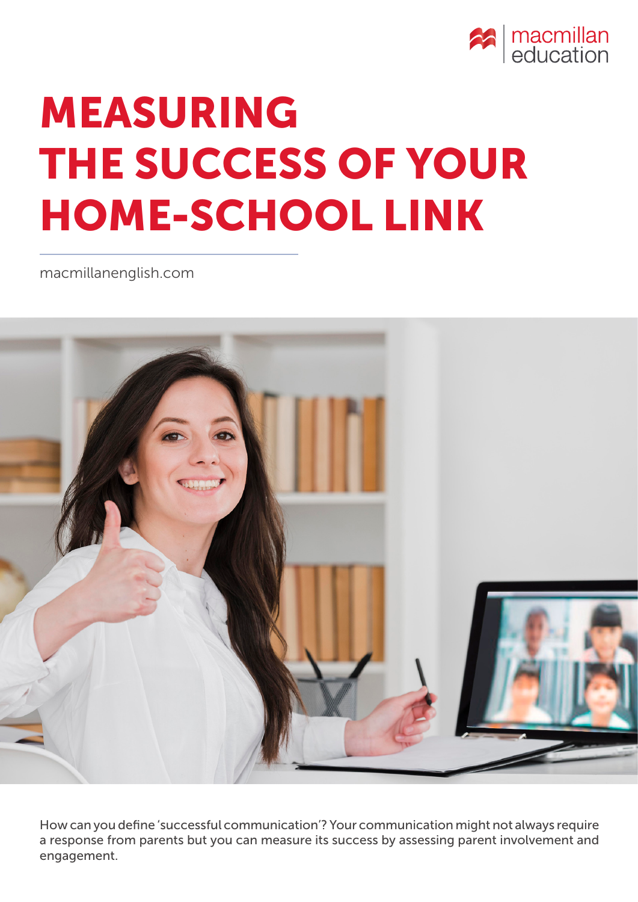# MEASURING THE SUCCESS OF YOUR HOME-SCHOOL LINK

macmillanenglish.com

How can you define 'successful communication'? Your communication might not always require a response from parents but you can measure its success by assessing parent involvement and engagement.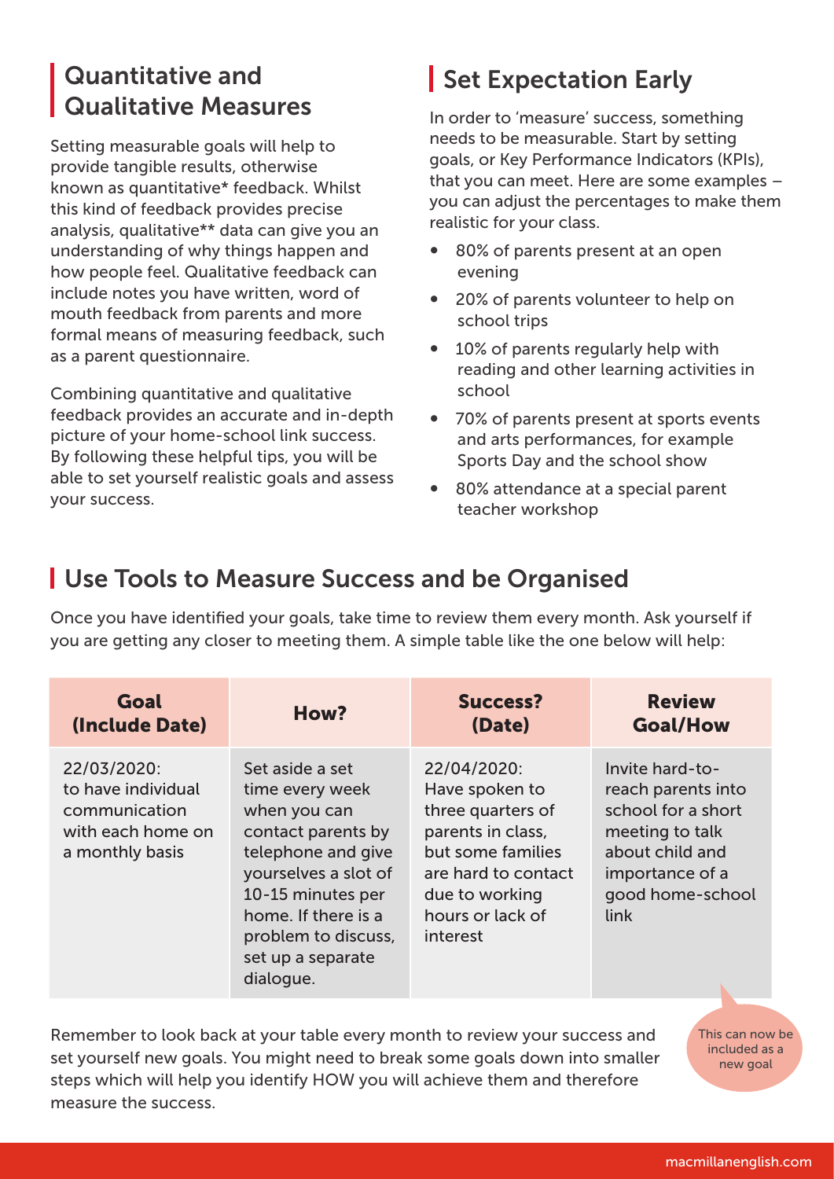## Quantitative and Qualitative Measures

Setting measurable goals will help to provide tangible results, otherwise known as quantitative* feedback. Whilst this kind of feedback provides precise analysis, qualitative** data can give you an understanding of why things happen and how people feel. Qualitative feedback can include notes you have written, word of mouth feedback from parents and more formal means of measuring feedback, such as a parent questionnaire.

Combining quantitative and qualitative feedback provides an accurate and in-depth picture of your home-school link success. By following these helpful tips, you will be able to set yourself realistic goals and assess your success.

## Set Expectation Early

In order to 'measure' success, something needs to be measurable. Start by setting goals, or Key Performance Indicators (KPIs), that you can meet. Here are some examples – you can adjust the percentages to make them realistic for your class.

- 80% of parents present at an open evening
- 20% of parents volunteer to help on school trips
- 10% of parents regularly help with reading and other learning activities in school
- 70% of parents present at sports events and arts performances, for example Sports Day and the school show
- 80% attendance at a special parent teacher workshop

## Use Tools to Measure Success and be Organised

Once you have identified your goals, take time to review them every month. Ask yourself if you are getting any closer to meeting them. A simple table like the one below will help:

| Goal (Include Date) | How? | Success? (Date) | Review Goal/How |
|---|---|---|---|
| 22/03/2020: to have individual communication with each home on a monthly basis | Set aside a set time every week when you can contact parents by telephone and give yourselves a slot of 10-15 minutes per home. If there is a problem to discuss, set up a separate dialogue. | 22/04/2020: Have spoken to three quarters of parents in class, but some families are hard to contact due to working hours or lack of interest | Invite hard-to-reach parents into school for a short meeting to talk about child and importance of a good home-school link |

This can now be included as a new goal

Remember to look back at your table every month to review your success and set yourself new goals. You might need to break some goals down into smaller steps which will help you identify HOW you will achieve them and therefore measure the success.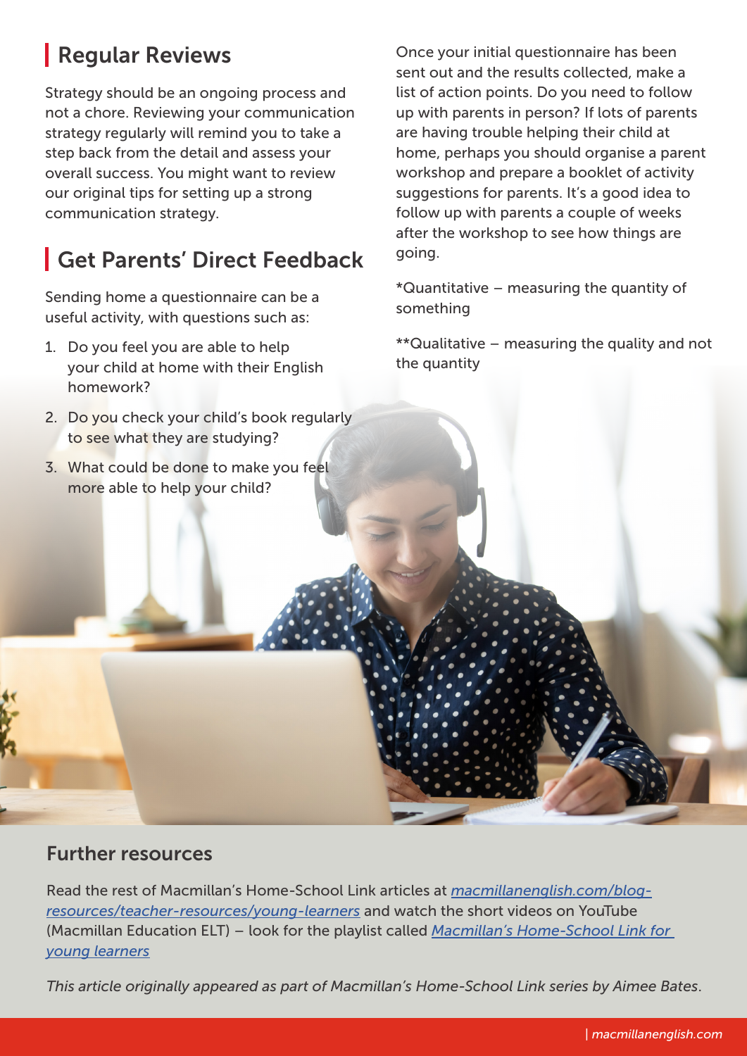## Regular Reviews

Strategy should be an ongoing process and not a chore. Reviewing your communication strategy regularly will remind you to take a step back from the detail and assess your overall success. You might want to review our original tips for setting up a strong communication strategy.

## Get Parents' Direct Feedback

Sending home a questionnaire can be a useful activity, with questions such as:

1. Do you feel you are able to help your child at home with their English homework?
2. Do you check your child's book regularly to see what they are studying?
3. What could be done to make you feel more able to help your child?

Once your initial questionnaire has been sent out and the results collected, make a list of action points. Do you need to follow up with parents in person? If lots of parents are having trouble helping their child at home, perhaps you should organise a parent workshop and prepare a booklet of activity suggestions for parents. It's a good idea to follow up with parents a couple of weeks after the workshop to see how things are going.

*Quantitative – measuring the quantity of something

**Qualitative – measuring the quality and not the quantity

### Further resources

Read the rest of Macmillan's Home-School Link articles at *macmillanenglish.com/blog-resources/teacher-resources/young-learners* and watch the short videos on YouTube (Macmillan Education ELT) – look for the playlist called *Macmillan's Home-School Link for young learners*

*This article originally appeared as part of Macmillan's Home-School Link series by Aimee Bates.*